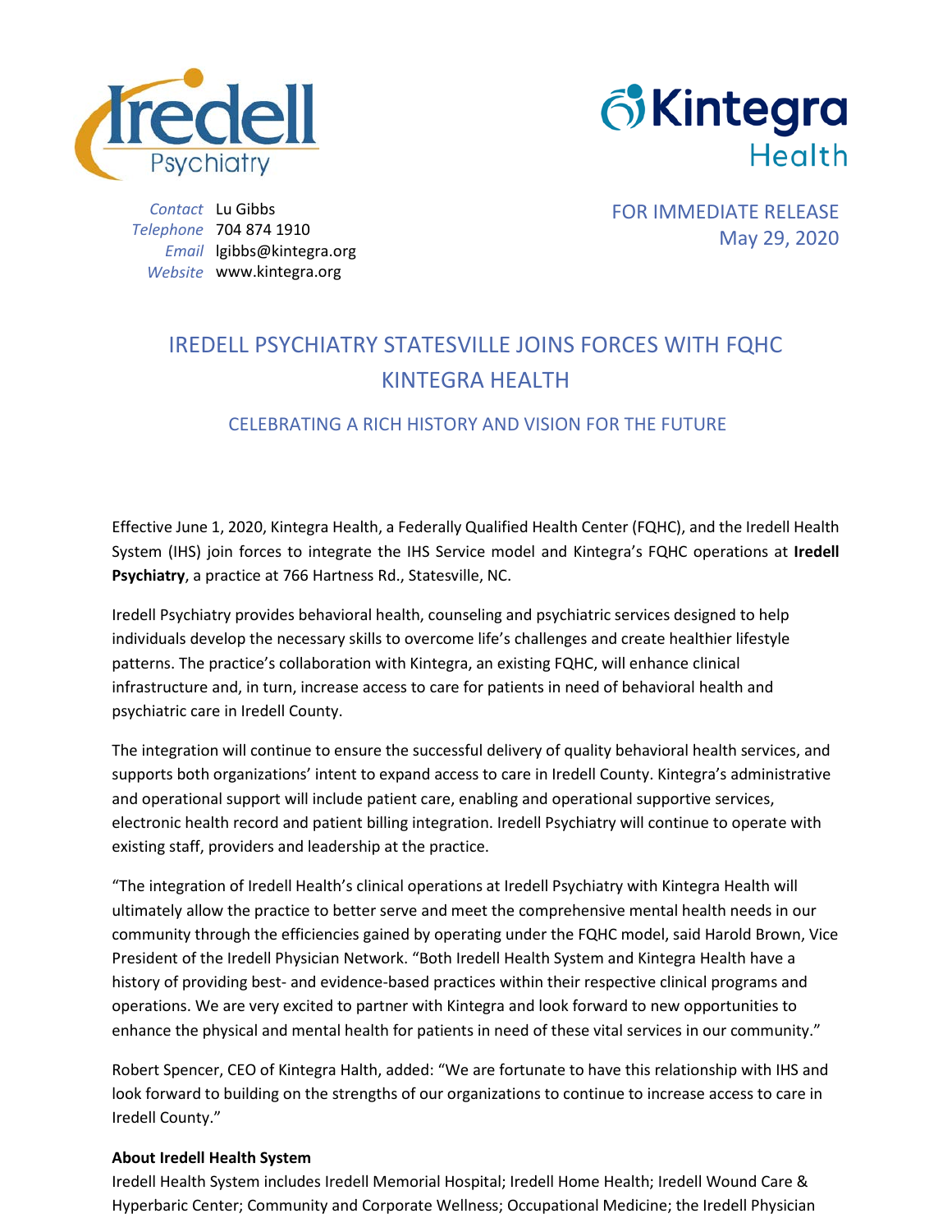Contact Lu Gibbs
Telephone 704 874 1910
Email lgibbs@kintegra.org
Website www.kintegra.org

FOR IMMEDIATE RELEASE
May 29, 2020

# IREDELL PSYCHIATRY STATESVILLE JOINS FORCES WITH FQHC KINTEGRA HEALTH

## CELEBRATING A RICH HISTORY AND VISION FOR THE FUTURE

Effective June 1, 2020, Kintegra Health, a Federally Qualified Health Center (FQHC), and the Iredell Health System (IHS) join forces to integrate the IHS Service model and Kintegra's FQHC operations at **Iredell Psychiatry**, a practice at 766 Hartness Rd., Statesville, NC.

Iredell Psychiatry provides behavioral health, counseling and psychiatric services designed to help individuals develop the necessary skills to overcome life's challenges and create healthier lifestyle patterns. The practice's collaboration with Kintegra, an existing FQHC, will enhance clinical infrastructure and, in turn, increase access to care for patients in need of behavioral health and psychiatric care in Iredell County.

The integration will continue to ensure the successful delivery of quality behavioral health services, and supports both organizations' intent to expand access to care in Iredell County. Kintegra's administrative and operational support will include patient care, enabling and operational supportive services, electronic health record and patient billing integration. Iredell Psychiatry will continue to operate with existing staff, providers and leadership at the practice.

"The integration of Iredell Health's clinical operations at Iredell Psychiatry with Kintegra Health will ultimately allow the practice to better serve and meet the comprehensive mental health needs in our community through the efficiencies gained by operating under the FQHC model, said Harold Brown, Vice President of the Iredell Physician Network. "Both Iredell Health System and Kintegra Health have a history of providing best- and evidence-based practices within their respective clinical programs and operations. We are very excited to partner with Kintegra and look forward to new opportunities to enhance the physical and mental health for patients in need of these vital services in our community."

Robert Spencer, CEO of Kintegra Halth, added: "We are fortunate to have this relationship with IHS and look forward to building on the strengths of our organizations to continue to increase access to care in Iredell County."

**About Iredell Health System**

Iredell Health System includes Iredell Memorial Hospital; Iredell Home Health; Iredell Wound Care & Hyperbaric Center; Community and Corporate Wellness; Occupational Medicine; the Iredell Physician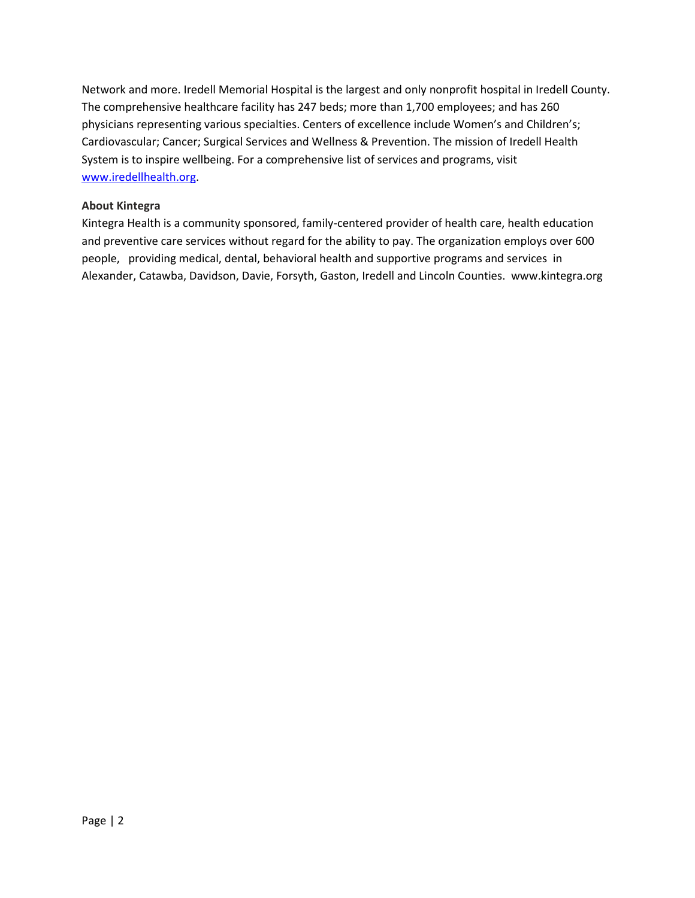Network and more. Iredell Memorial Hospital is the largest and only nonprofit hospital in Iredell County. The comprehensive healthcare facility has 247 beds; more than 1,700 employees; and has 260 physicians representing various specialties. Centers of excellence include Women's and Children's; Cardiovascular; Cancer; Surgical Services and Wellness & Prevention. The mission of Iredell Health System is to inspire wellbeing. For a comprehensive list of services and programs, visit [www.iredellhealth.org](http://www.iredellhealth.org).

**About Kintegra**

Kintegra Health is a community sponsored, family-centered provider of health care, health education and preventive care services without regard for the ability to pay. The organization employs over 600 people, providing medical, dental, behavioral health and supportive programs and services in Alexander, Catawba, Davidson, Davie, Forsyth, Gaston, Iredell and Lincoln Counties. www.kintegra.org